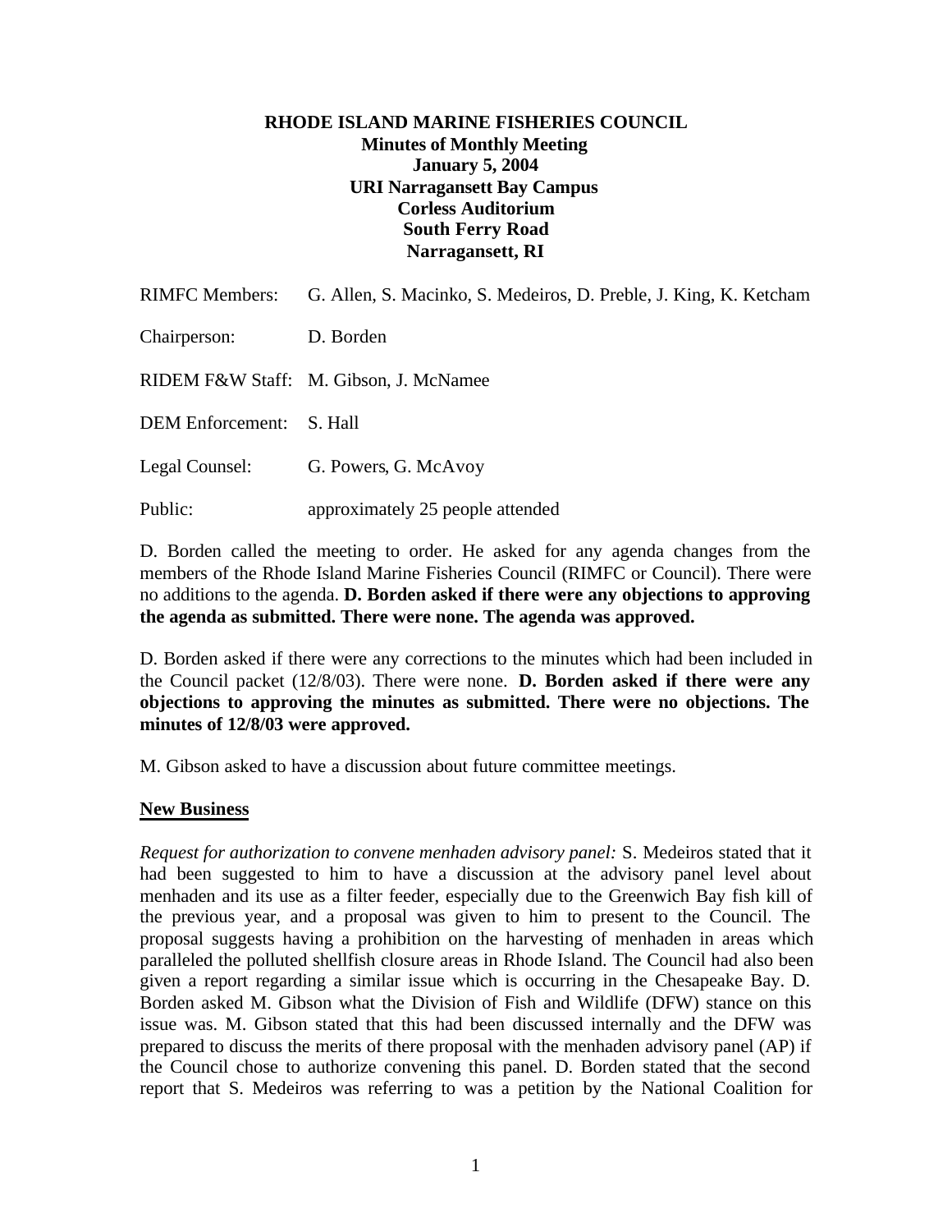**RHODE ISLAND MARINE FISHERIES COUNCIL**
**Minutes of Monthly Meeting**
**January 5, 2004**
**URI Narragansett Bay Campus**
**Corless Auditorium**
**South Ferry Road**
**Narragansett, RI**

RIMFC Members: G. Allen, S. Macinko, S. Medeiros, D. Preble, J. King, K. Ketcham

Chairperson: D. Borden

RIDEM F&W Staff: M. Gibson, J. McNamee

DEM Enforcement: S. Hall

Legal Counsel: G. Powers, G. McAvoy

Public: approximately 25 people attended

D. Borden called the meeting to order. He asked for any agenda changes from the members of the Rhode Island Marine Fisheries Council (RIMFC or Council). There were no additions to the agenda. **D. Borden asked if there were any objections to approving the agenda as submitted. There were none. The agenda was approved.**

D. Borden asked if there were any corrections to the minutes which had been included in the Council packet (12/8/03). There were none. **D. Borden asked if there were any objections to approving the minutes as submitted. There were no objections. The minutes of 12/8/03 were approved.**

M. Gibson asked to have a discussion about future committee meetings.

**New Business**

*Request for authorization to convene menhaden advisory panel:* S. Medeiros stated that it had been suggested to him to have a discussion at the advisory panel level about menhaden and its use as a filter feeder, especially due to the Greenwich Bay fish kill of the previous year, and a proposal was given to him to present to the Council. The proposal suggests having a prohibition on the harvesting of menhaden in areas which paralleled the polluted shellfish closure areas in Rhode Island. The Council had also been given a report regarding a similar issue which is occurring in the Chesapeake Bay. D. Borden asked M. Gibson what the Division of Fish and Wildlife (DFW) stance on this issue was. M. Gibson stated that this had been discussed internally and the DFW was prepared to discuss the merits of there proposal with the menhaden advisory panel (AP) if the Council chose to authorize convening this panel. D. Borden stated that the second report that S. Medeiros was referring to was a petition by the National Coalition for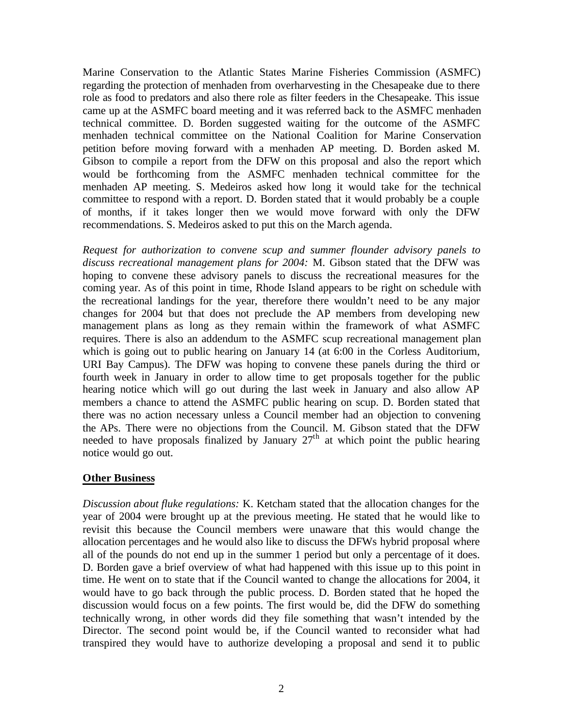Marine Conservation to the Atlantic States Marine Fisheries Commission (ASMFC) regarding the protection of menhaden from overharvesting in the Chesapeake due to there role as food to predators and also there role as filter feeders in the Chesapeake. This issue came up at the ASMFC board meeting and it was referred back to the ASMFC menhaden technical committee. D. Borden suggested waiting for the outcome of the ASMFC menhaden technical committee on the National Coalition for Marine Conservation petition before moving forward with a menhaden AP meeting. D. Borden asked M. Gibson to compile a report from the DFW on this proposal and also the report which would be forthcoming from the ASMFC menhaden technical committee for the menhaden AP meeting. S. Medeiros asked how long it would take for the technical committee to respond with a report. D. Borden stated that it would probably be a couple of months, if it takes longer then we would move forward with only the DFW recommendations. S. Medeiros asked to put this on the March agenda.

*Request for authorization to convene scup and summer flounder advisory panels to discuss recreational management plans for 2004:* M. Gibson stated that the DFW was hoping to convene these advisory panels to discuss the recreational measures for the coming year. As of this point in time, Rhode Island appears to be right on schedule with the recreational landings for the year, therefore there wouldn't need to be any major changes for 2004 but that does not preclude the AP members from developing new management plans as long as they remain within the framework of what ASMFC requires. There is also an addendum to the ASMFC scup recreational management plan which is going out to public hearing on January 14 (at 6:00 in the Corless Auditorium, URI Bay Campus). The DFW was hoping to convene these panels during the third or fourth week in January in order to allow time to get proposals together for the public hearing notice which will go out during the last week in January and also allow AP members a chance to attend the ASMFC public hearing on scup. D. Borden stated that there was no action necessary unless a Council member had an objection to convening the APs. There were no objections from the Council. M. Gibson stated that the DFW needed to have proposals finalized by January 27th at which point the public hearing notice would go out.

## Other Business

*Discussion about fluke regulations:* K. Ketcham stated that the allocation changes for the year of 2004 were brought up at the previous meeting. He stated that he would like to revisit this because the Council members were unaware that this would change the allocation percentages and he would also like to discuss the DFWs hybrid proposal where all of the pounds do not end up in the summer 1 period but only a percentage of it does. D. Borden gave a brief overview of what had happened with this issue up to this point in time. He went on to state that if the Council wanted to change the allocations for 2004, it would have to go back through the public process. D. Borden stated that he hoped the discussion would focus on a few points. The first would be, did the DFW do something technically wrong, in other words did they file something that wasn't intended by the Director. The second point would be, if the Council wanted to reconsider what had transpired they would have to authorize developing a proposal and send it to public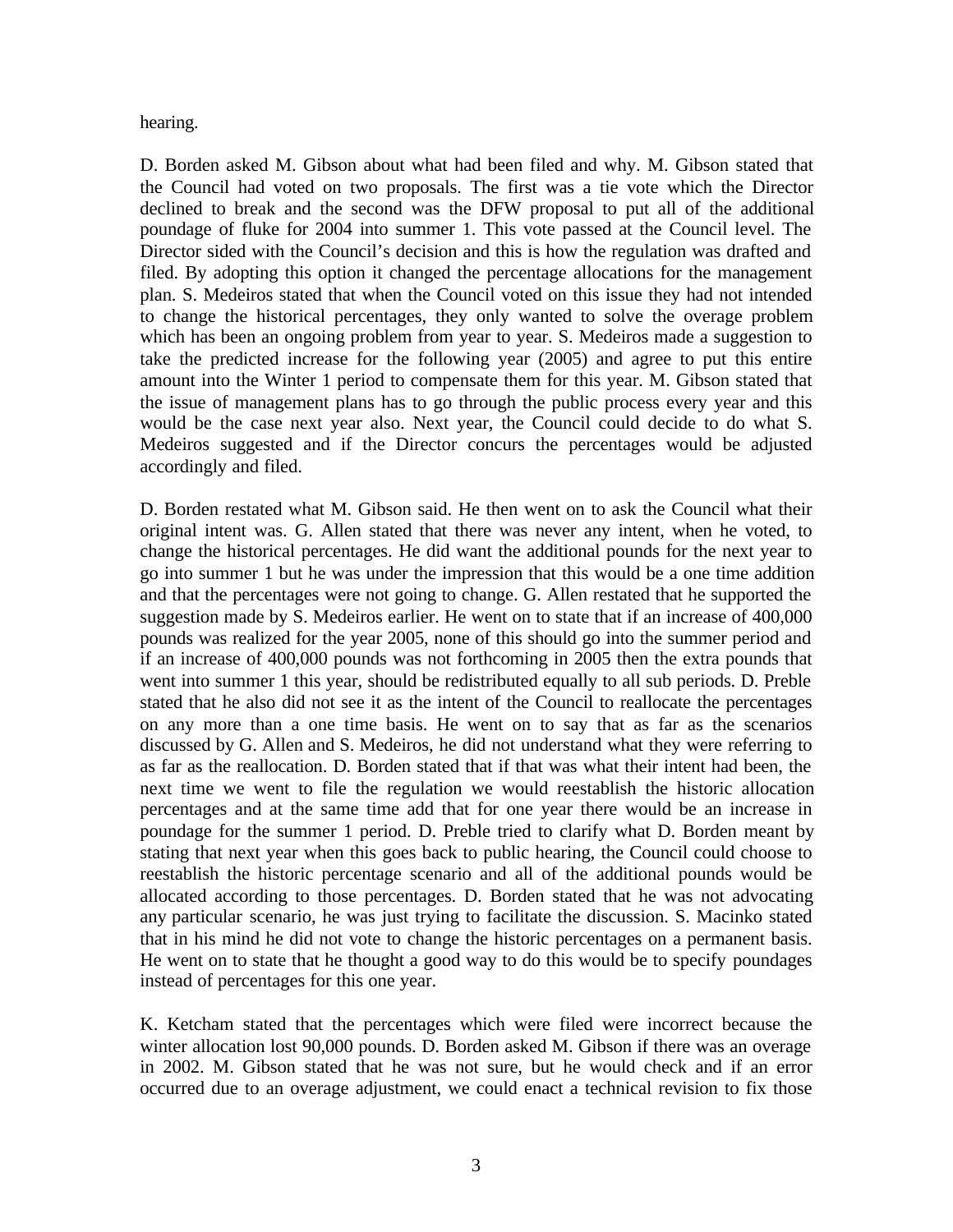hearing.

D. Borden asked M. Gibson about what had been filed and why. M. Gibson stated that the Council had voted on two proposals. The first was a tie vote which the Director declined to break and the second was the DFW proposal to put all of the additional poundage of fluke for 2004 into summer 1. This vote passed at the Council level. The Director sided with the Council's decision and this is how the regulation was drafted and filed. By adopting this option it changed the percentage allocations for the management plan. S. Medeiros stated that when the Council voted on this issue they had not intended to change the historical percentages, they only wanted to solve the overage problem which has been an ongoing problem from year to year. S. Medeiros made a suggestion to take the predicted increase for the following year (2005) and agree to put this entire amount into the Winter 1 period to compensate them for this year. M. Gibson stated that the issue of management plans has to go through the public process every year and this would be the case next year also. Next year, the Council could decide to do what S. Medeiros suggested and if the Director concurs the percentages would be adjusted accordingly and filed.

D. Borden restated what M. Gibson said. He then went on to ask the Council what their original intent was. G. Allen stated that there was never any intent, when he voted, to change the historical percentages. He did want the additional pounds for the next year to go into summer 1 but he was under the impression that this would be a one time addition and that the percentages were not going to change. G. Allen restated that he supported the suggestion made by S. Medeiros earlier. He went on to state that if an increase of 400,000 pounds was realized for the year 2005, none of this should go into the summer period and if an increase of 400,000 pounds was not forthcoming in 2005 then the extra pounds that went into summer 1 this year, should be redistributed equally to all sub periods. D. Preble stated that he also did not see it as the intent of the Council to reallocate the percentages on any more than a one time basis. He went on to say that as far as the scenarios discussed by G. Allen and S. Medeiros, he did not understand what they were referring to as far as the reallocation. D. Borden stated that if that was what their intent had been, the next time we went to file the regulation we would reestablish the historic allocation percentages and at the same time add that for one year there would be an increase in poundage for the summer 1 period. D. Preble tried to clarify what D. Borden meant by stating that next year when this goes back to public hearing, the Council could choose to reestablish the historic percentage scenario and all of the additional pounds would be allocated according to those percentages. D. Borden stated that he was not advocating any particular scenario, he was just trying to facilitate the discussion. S. Macinko stated that in his mind he did not vote to change the historic percentages on a permanent basis. He went on to state that he thought a good way to do this would be to specify poundages instead of percentages for this one year.

K. Ketcham stated that the percentages which were filed were incorrect because the winter allocation lost 90,000 pounds. D. Borden asked M. Gibson if there was an overage in 2002. M. Gibson stated that he was not sure, but he would check and if an error occurred due to an overage adjustment, we could enact a technical revision to fix those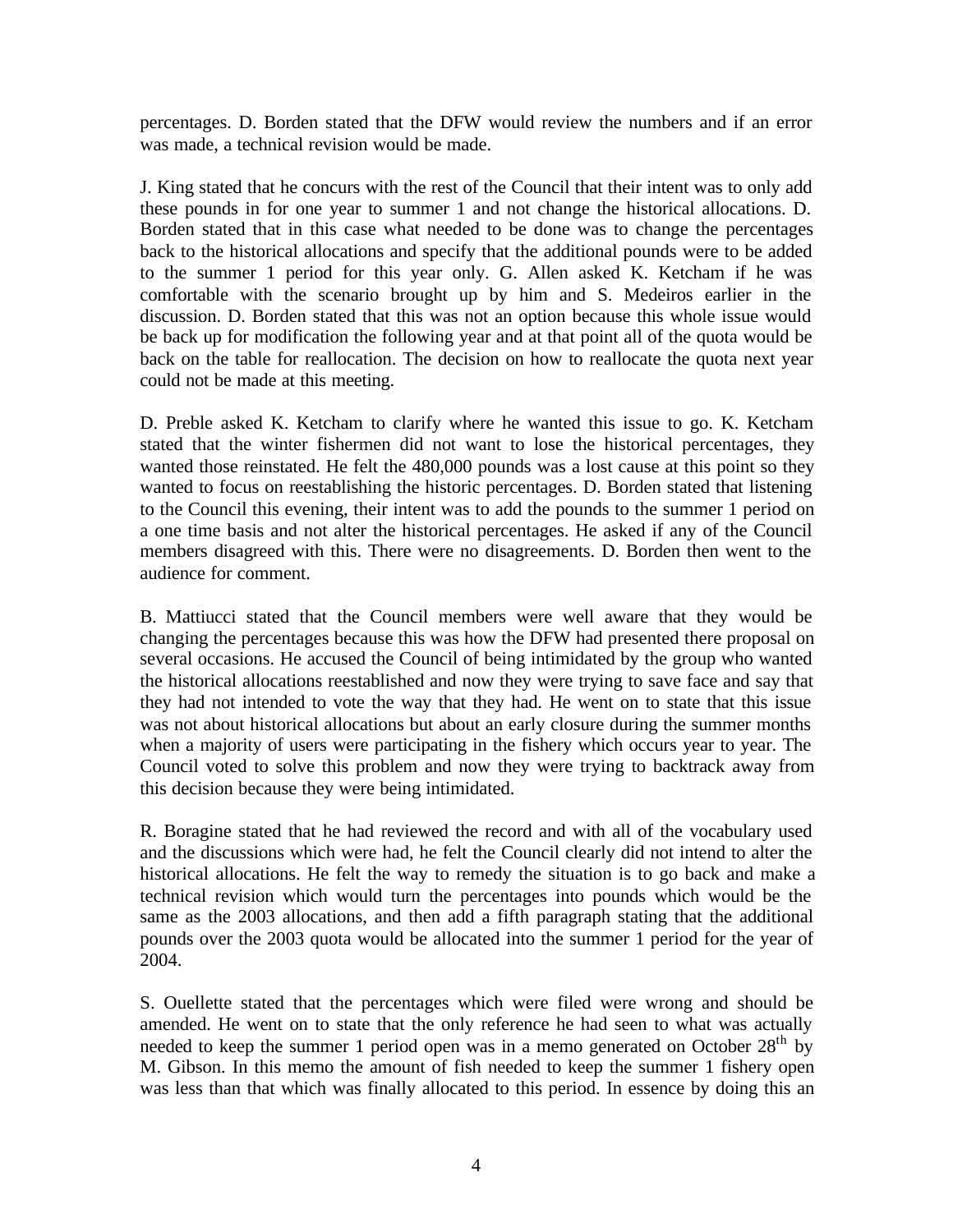percentages. D. Borden stated that the DFW would review the numbers and if an error was made, a technical revision would be made.

J. King stated that he concurs with the rest of the Council that their intent was to only add these pounds in for one year to summer 1 and not change the historical allocations. D. Borden stated that in this case what needed to be done was to change the percentages back to the historical allocations and specify that the additional pounds were to be added to the summer 1 period for this year only. G. Allen asked K. Ketcham if he was comfortable with the scenario brought up by him and S. Medeiros earlier in the discussion. D. Borden stated that this was not an option because this whole issue would be back up for modification the following year and at that point all of the quota would be back on the table for reallocation. The decision on how to reallocate the quota next year could not be made at this meeting.

D. Preble asked K. Ketcham to clarify where he wanted this issue to go. K. Ketcham stated that the winter fishermen did not want to lose the historical percentages, they wanted those reinstated. He felt the 480,000 pounds was a lost cause at this point so they wanted to focus on reestablishing the historic percentages. D. Borden stated that listening to the Council this evening, their intent was to add the pounds to the summer 1 period on a one time basis and not alter the historical percentages. He asked if any of the Council members disagreed with this. There were no disagreements. D. Borden then went to the audience for comment.

B. Mattiucci stated that the Council members were well aware that they would be changing the percentages because this was how the DFW had presented there proposal on several occasions. He accused the Council of being intimidated by the group who wanted the historical allocations reestablished and now they were trying to save face and say that they had not intended to vote the way that they had. He went on to state that this issue was not about historical allocations but about an early closure during the summer months when a majority of users were participating in the fishery which occurs year to year. The Council voted to solve this problem and now they were trying to backtrack away from this decision because they were being intimidated.

R. Boragine stated that he had reviewed the record and with all of the vocabulary used and the discussions which were had, he felt the Council clearly did not intend to alter the historical allocations. He felt the way to remedy the situation is to go back and make a technical revision which would turn the percentages into pounds which would be the same as the 2003 allocations, and then add a fifth paragraph stating that the additional pounds over the 2003 quota would be allocated into the summer 1 period for the year of 2004.

S. Ouellette stated that the percentages which were filed were wrong and should be amended. He went on to state that the only reference he had seen to what was actually needed to keep the summer 1 period open was in a memo generated on October 28th by M. Gibson. In this memo the amount of fish needed to keep the summer 1 fishery open was less than that which was finally allocated to this period. In essence by doing this an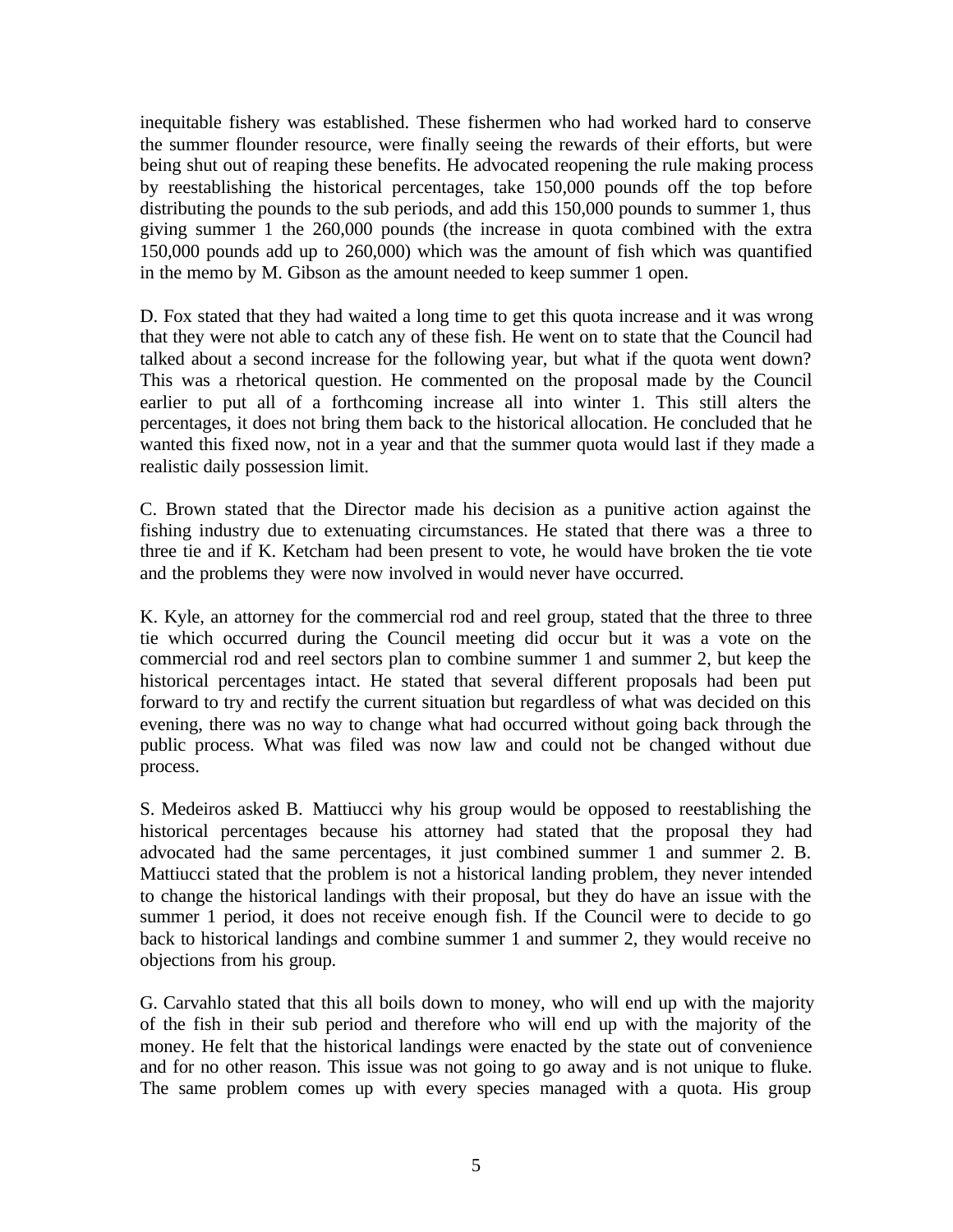inequitable fishery was established. These fishermen who had worked hard to conserve the summer flounder resource, were finally seeing the rewards of their efforts, but were being shut out of reaping these benefits. He advocated reopening the rule making process by reestablishing the historical percentages, take 150,000 pounds off the top before distributing the pounds to the sub periods, and add this 150,000 pounds to summer 1, thus giving summer 1 the 260,000 pounds (the increase in quota combined with the extra 150,000 pounds add up to 260,000) which was the amount of fish which was quantified in the memo by M. Gibson as the amount needed to keep summer 1 open.

D. Fox stated that they had waited a long time to get this quota increase and it was wrong that they were not able to catch any of these fish. He went on to state that the Council had talked about a second increase for the following year, but what if the quota went down? This was a rhetorical question. He commented on the proposal made by the Council earlier to put all of a forthcoming increase all into winter 1. This still alters the percentages, it does not bring them back to the historical allocation. He concluded that he wanted this fixed now, not in a year and that the summer quota would last if they made a realistic daily possession limit.

C. Brown stated that the Director made his decision as a punitive action against the fishing industry due to extenuating circumstances. He stated that there was a three to three tie and if K. Ketcham had been present to vote, he would have broken the tie vote and the problems they were now involved in would never have occurred.

K. Kyle, an attorney for the commercial rod and reel group, stated that the three to three tie which occurred during the Council meeting did occur but it was a vote on the commercial rod and reel sectors plan to combine summer 1 and summer 2, but keep the historical percentages intact. He stated that several different proposals had been put forward to try and rectify the current situation but regardless of what was decided on this evening, there was no way to change what had occurred without going back through the public process. What was filed was now law and could not be changed without due process.

S. Medeiros asked B. Mattiucci why his group would be opposed to reestablishing the historical percentages because his attorney had stated that the proposal they had advocated had the same percentages, it just combined summer 1 and summer 2. B. Mattiucci stated that the problem is not a historical landing problem, they never intended to change the historical landings with their proposal, but they do have an issue with the summer 1 period, it does not receive enough fish. If the Council were to decide to go back to historical landings and combine summer 1 and summer 2, they would receive no objections from his group.

G. Carvahlo stated that this all boils down to money, who will end up with the majority of the fish in their sub period and therefore who will end up with the majority of the money. He felt that the historical landings were enacted by the state out of convenience and for no other reason. This issue was not going to go away and is not unique to fluke. The same problem comes up with every species managed with a quota. His group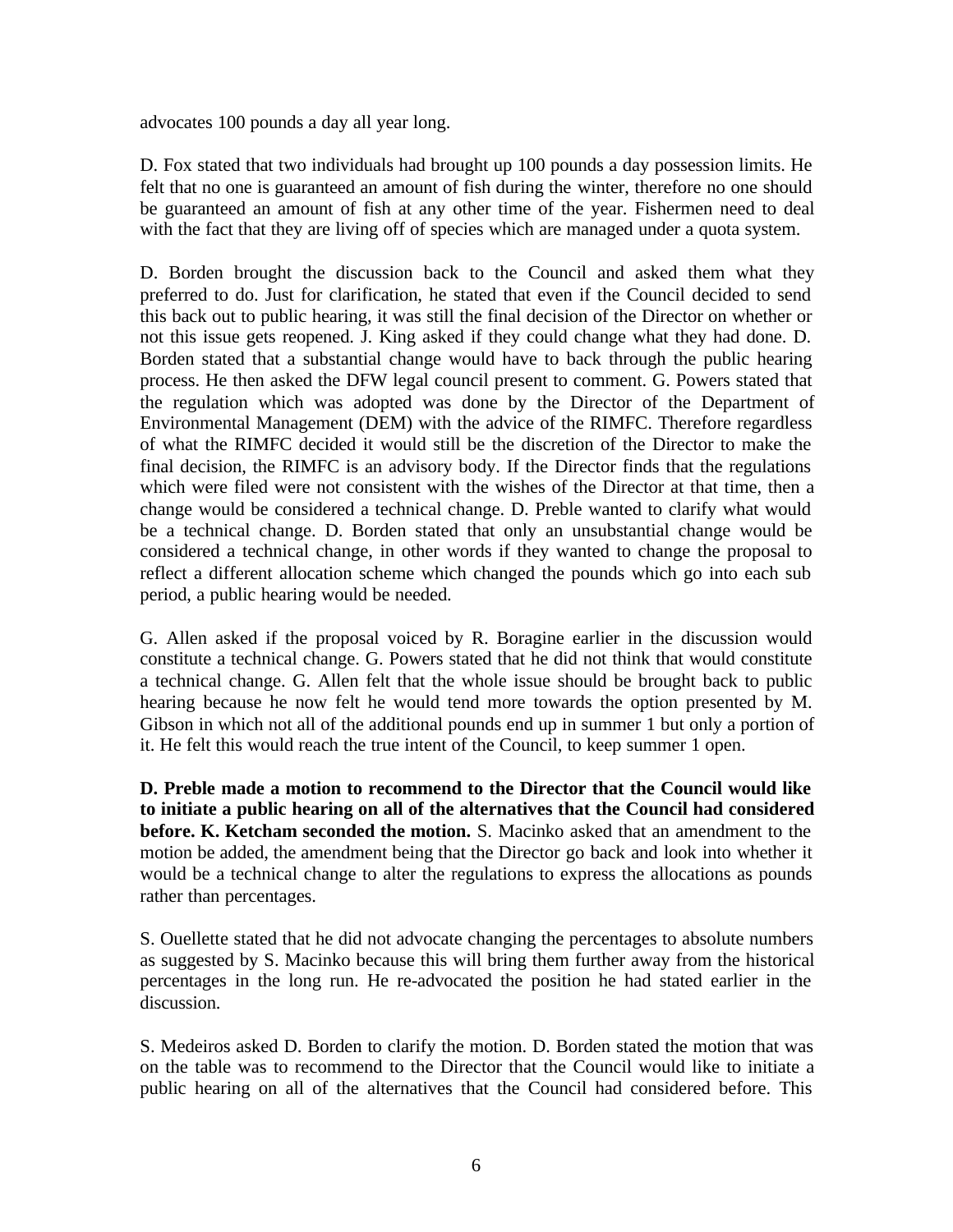advocates 100 pounds a day all year long.

D. Fox stated that two individuals had brought up 100 pounds a day possession limits. He felt that no one is guaranteed an amount of fish during the winter, therefore no one should be guaranteed an amount of fish at any other time of the year. Fishermen need to deal with the fact that they are living off of species which are managed under a quota system.

D. Borden brought the discussion back to the Council and asked them what they preferred to do. Just for clarification, he stated that even if the Council decided to send this back out to public hearing, it was still the final decision of the Director on whether or not this issue gets reopened. J. King asked if they could change what they had done. D. Borden stated that a substantial change would have to back through the public hearing process. He then asked the DFW legal council present to comment. G. Powers stated that the regulation which was adopted was done by the Director of the Department of Environmental Management (DEM) with the advice of the RIMFC. Therefore regardless of what the RIMFC decided it would still be the discretion of the Director to make the final decision, the RIMFC is an advisory body. If the Director finds that the regulations which were filed were not consistent with the wishes of the Director at that time, then a change would be considered a technical change. D. Preble wanted to clarify what would be a technical change. D. Borden stated that only an unsubstantial change would be considered a technical change, in other words if they wanted to change the proposal to reflect a different allocation scheme which changed the pounds which go into each sub period, a public hearing would be needed.

G. Allen asked if the proposal voiced by R. Boragine earlier in the discussion would constitute a technical change. G. Powers stated that he did not think that would constitute a technical change. G. Allen felt that the whole issue should be brought back to public hearing because he now felt he would tend more towards the option presented by M. Gibson in which not all of the additional pounds end up in summer 1 but only a portion of it. He felt this would reach the true intent of the Council, to keep summer 1 open.

**D. Preble made a motion to recommend to the Director that the Council would like to initiate a public hearing on all of the alternatives that the Council had considered before. K. Ketcham seconded the motion.** S. Macinko asked that an amendment to the motion be added, the amendment being that the Director go back and look into whether it would be a technical change to alter the regulations to express the allocations as pounds rather than percentages.

S. Ouellette stated that he did not advocate changing the percentages to absolute numbers as suggested by S. Macinko because this will bring them further away from the historical percentages in the long run. He re-advocated the position he had stated earlier in the discussion.

S. Medeiros asked D. Borden to clarify the motion. D. Borden stated the motion that was on the table was to recommend to the Director that the Council would like to initiate a public hearing on all of the alternatives that the Council had considered before. This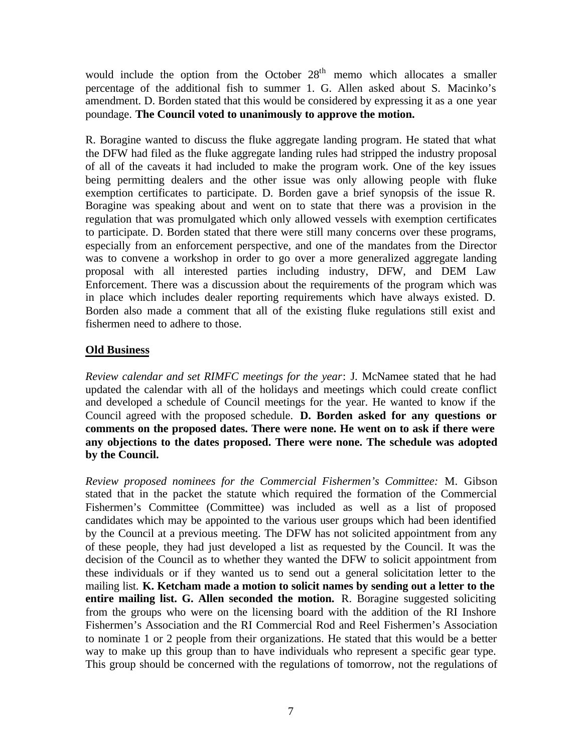would include the option from the October 28th memo which allocates a smaller percentage of the additional fish to summer 1. G. Allen asked about S. Macinko's amendment. D. Borden stated that this would be considered by expressing it as a one year poundage. **The Council voted to unanimously to approve the motion.**

R. Boragine wanted to discuss the fluke aggregate landing program. He stated that what the DFW had filed as the fluke aggregate landing rules had stripped the industry proposal of all of the caveats it had included to make the program work. One of the key issues being permitting dealers and the other issue was only allowing people with fluke exemption certificates to participate. D. Borden gave a brief synopsis of the issue R. Boragine was speaking about and went on to state that there was a provision in the regulation that was promulgated which only allowed vessels with exemption certificates to participate. D. Borden stated that there were still many concerns over these programs, especially from an enforcement perspective, and one of the mandates from the Director was to convene a workshop in order to go over a more generalized aggregate landing proposal with all interested parties including industry, DFW, and DEM Law Enforcement. There was a discussion about the requirements of the program which was in place which includes dealer reporting requirements which have always existed. D. Borden also made a comment that all of the existing fluke regulations still exist and fishermen need to adhere to those.

## Old Business

*Review calendar and set RIMFC meetings for the year*: J. McNamee stated that he had updated the calendar with all of the holidays and meetings which could create conflict and developed a schedule of Council meetings for the year. He wanted to know if the Council agreed with the proposed schedule. **D. Borden asked for any questions or comments on the proposed dates. There were none. He went on to ask if there were any objections to the dates proposed. There were none. The schedule was adopted by the Council.**

*Review proposed nominees for the Commercial Fishermen's Committee:* M. Gibson stated that in the packet the statute which required the formation of the Commercial Fishermen's Committee (Committee) was included as well as a list of proposed candidates which may be appointed to the various user groups which had been identified by the Council at a previous meeting. The DFW has not solicited appointment from any of these people, they had just developed a list as requested by the Council. It was the decision of the Council as to whether they wanted the DFW to solicit appointment from these individuals or if they wanted us to send out a general solicitation letter to the mailing list. **K. Ketcham made a motion to solicit names by sending out a letter to the entire mailing list. G. Allen seconded the motion.** R. Boragine suggested soliciting from the groups who were on the licensing board with the addition of the RI Inshore Fishermen's Association and the RI Commercial Rod and Reel Fishermen's Association to nominate 1 or 2 people from their organizations. He stated that this would be a better way to make up this group than to have individuals who represent a specific gear type. This group should be concerned with the regulations of tomorrow, not the regulations of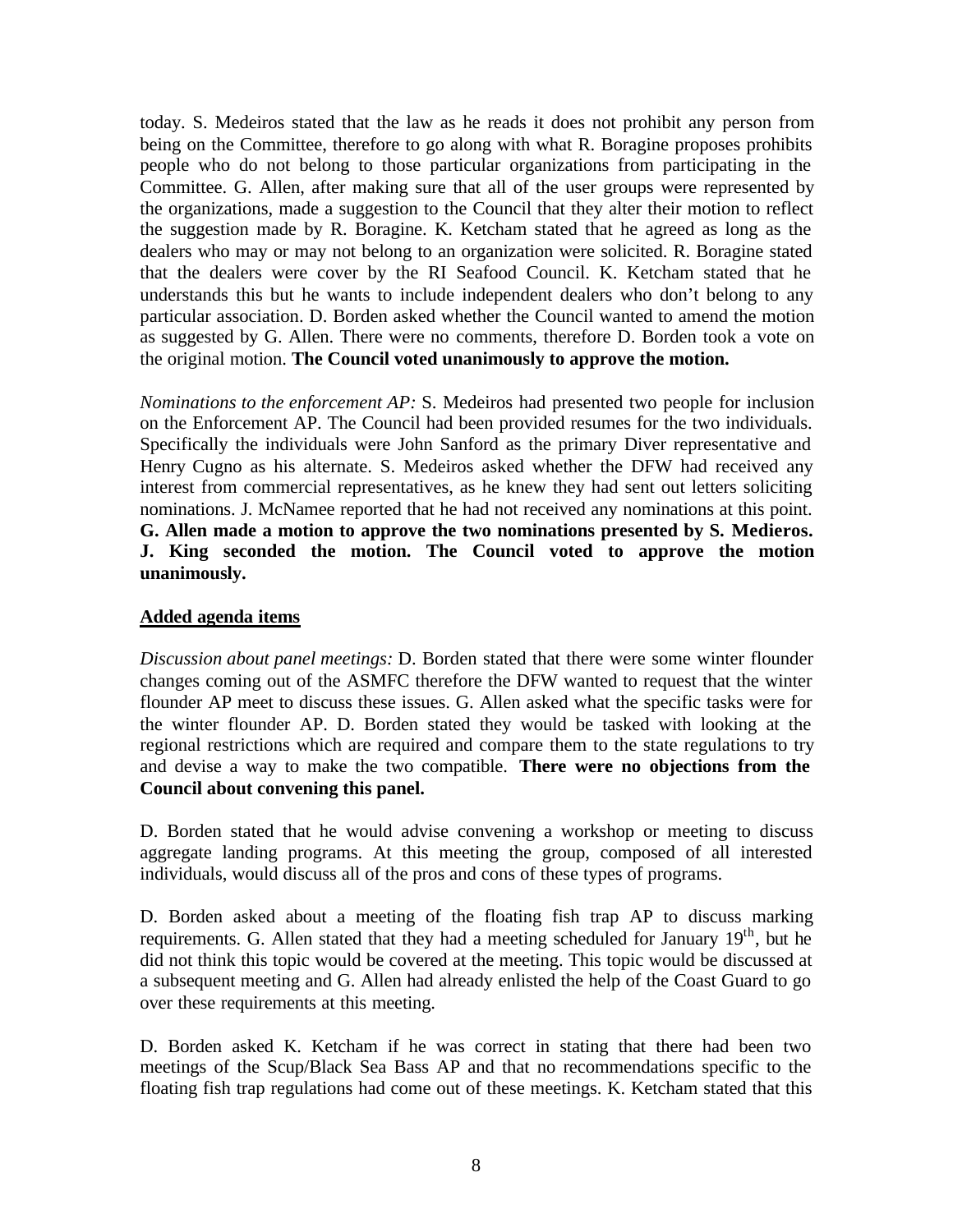today. S. Medeiros stated that the law as he reads it does not prohibit any person from being on the Committee, therefore to go along with what R. Boragine proposes prohibits people who do not belong to those particular organizations from participating in the Committee. G. Allen, after making sure that all of the user groups were represented by the organizations, made a suggestion to the Council that they alter their motion to reflect the suggestion made by R. Boragine. K. Ketcham stated that he agreed as long as the dealers who may or may not belong to an organization were solicited. R. Boragine stated that the dealers were cover by the RI Seafood Council. K. Ketcham stated that he understands this but he wants to include independent dealers who don't belong to any particular association. D. Borden asked whether the Council wanted to amend the motion as suggested by G. Allen. There were no comments, therefore D. Borden took a vote on the original motion. **The Council voted unanimously to approve the motion.**

*Nominations to the enforcement AP:* S. Medeiros had presented two people for inclusion on the Enforcement AP. The Council had been provided resumes for the two individuals. Specifically the individuals were John Sanford as the primary Diver representative and Henry Cugno as his alternate. S. Medeiros asked whether the DFW had received any interest from commercial representatives, as he knew they had sent out letters soliciting nominations. J. McNamee reported that he had not received any nominations at this point. **G. Allen made a motion to approve the two nominations presented by S. Medieros. J. King seconded the motion. The Council voted to approve the motion unanimously.**

**<u>Added agenda items</u>**

*Discussion about panel meetings:* D. Borden stated that there were some winter flounder changes coming out of the ASMFC therefore the DFW wanted to request that the winter flounder AP meet to discuss these issues. G. Allen asked what the specific tasks were for the winter flounder AP. D. Borden stated they would be tasked with looking at the regional restrictions which are required and compare them to the state regulations to try and devise a way to make the two compatible. **There were no objections from the Council about convening this panel.**

D. Borden stated that he would advise convening a workshop or meeting to discuss aggregate landing programs. At this meeting the group, composed of all interested individuals, would discuss all of the pros and cons of these types of programs.

D. Borden asked about a meeting of the floating fish trap AP to discuss marking requirements. G. Allen stated that they had a meeting scheduled for January 19th, but he did not think this topic would be covered at the meeting. This topic would be discussed at a subsequent meeting and G. Allen had already enlisted the help of the Coast Guard to go over these requirements at this meeting.

D. Borden asked K. Ketcham if he was correct in stating that there had been two meetings of the Scup/Black Sea Bass AP and that no recommendations specific to the floating fish trap regulations had come out of these meetings. K. Ketcham stated that this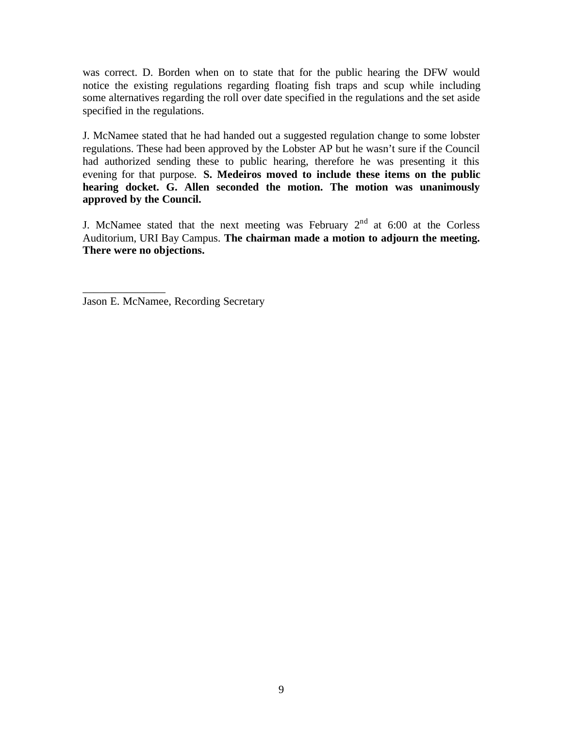was correct. D. Borden when on to state that for the public hearing the DFW would notice the existing regulations regarding floating fish traps and scup while including some alternatives regarding the roll over date specified in the regulations and the set aside specified in the regulations.

J. McNamee stated that he had handed out a suggested regulation change to some lobster regulations. These had been approved by the Lobster AP but he wasn't sure if the Council had authorized sending these to public hearing, therefore he was presenting it this evening for that purpose. **S. Medeiros moved to include these items on the public hearing docket. G. Allen seconded the motion. The motion was unanimously approved by the Council.**

J. McNamee stated that the next meeting was February 2nd at 6:00 at the Corless Auditorium, URI Bay Campus. **The chairman made a motion to adjourn the meeting. There were no objections.**

_______________

Jason E. McNamee, Recording Secretary